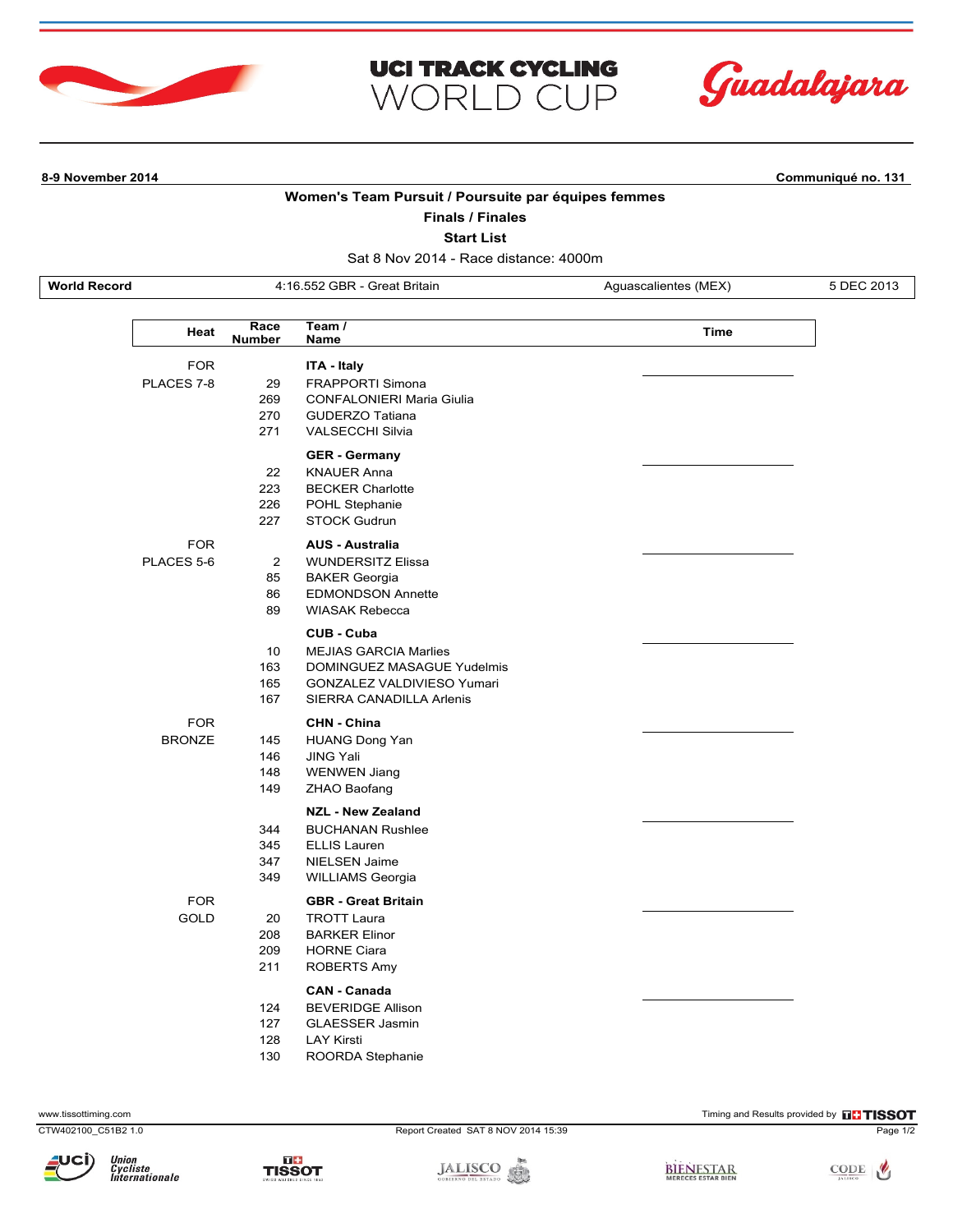# UCI TRACK CYCLING WORLD CUP

Guadalajara

**8-9 November 2014** | **Communiqué no. 131**

## Women's Team Pursuit / Poursuite par équipes femmes

**Finals / Finales**

**Start List**

Sat 8 Nov 2014 - Race distance: 4000m

| World Record | 4:16.552 GBR - Great Britain | Aguascalientes (MEX) | 5 DEC 2013 |
|---|---|---|---|

| Heat | Race Number | Team / Name | Time |
|---|---|---|---|
| FOR PLACES 7-8 | | **ITA - Italy** | |
| | 29 | FRAPPORTI Simona | |
| | 269 | CONFALONIERI Maria Giulia | |
| | 270 | GUDERZO Tatiana | |
| | 271 | VALSECCHI Silvia | |
| | | **GER - Germany** | |
| | 22 | KNAUER Anna | |
| | 223 | BECKER Charlotte | |
| | 226 | POHL Stephanie | |
| | 227 | STOCK Gudrun | |
| FOR PLACES 5-6 | | **AUS - Australia** | |
| | 2 | WUNDERSITZ Elissa | |
| | 85 | BAKER Georgia | |
| | 86 | EDMONDSON Annette | |
| | 89 | WIASAK Rebecca | |
| | | **CUB - Cuba** | |
| | 10 | MEJIAS GARCIA Marlies | |
| | 163 | DOMINGUEZ MASAGUE Yudelmis | |
| | 165 | GONZALEZ VALDIVIESO Yumari | |
| | 167 | SIERRA CANADILLA Arlenis | |
| FOR BRONZE | | **CHN - China** | |
| | 145 | HUANG Dong Yan | |
| | 146 | JING Yali | |
| | 148 | WENWEN Jiang | |
| | 149 | ZHAO Baofang | |
| | | **NZL - New Zealand** | |
| | 344 | BUCHANAN Rushlee | |
| | 345 | ELLIS Lauren | |
| | 347 | NIELSEN Jaime | |
| | 349 | WILLIAMS Georgia | |
| FOR GOLD | | **GBR - Great Britain** | |
| | 20 | TROTT Laura | |
| | 208 | BARKER Elinor | |
| | 209 | HORNE Ciara | |
| | 211 | ROBERTS Amy | |
| | | **CAN - Canada** | |
| | 124 | BEVERIDGE Allison | |
| | 127 | GLAESSER Jasmin | |
| | 128 | LAY Kirsti | |
| | 130 | ROORDA Stephanie | |

www.tissottiming.com — Timing and Results provided by TISSOT

CTW402100_C51B2 1.0 — Report Created SAT 8 NOV 2014 15:39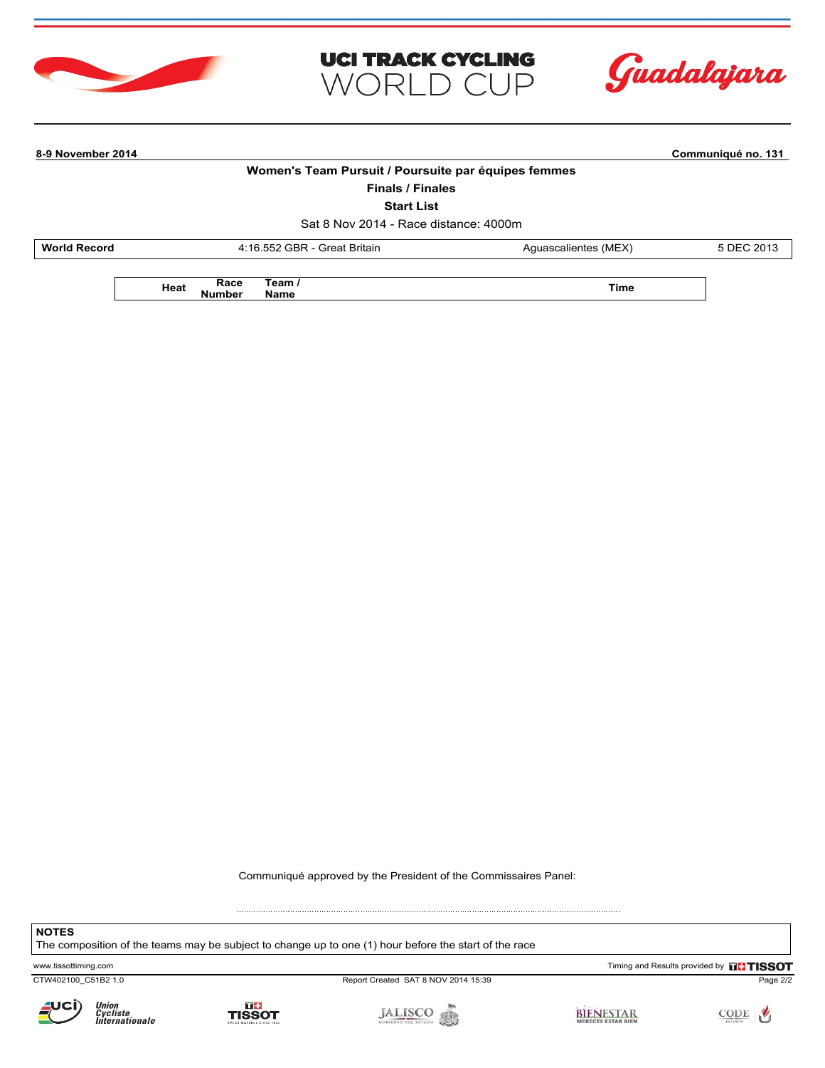**8-9 November 2014** **Communiqué no. 131**

### Women's Team Pursuit / Poursuite par équipes femmes

**Finals / Finales**

**Start List**

Sat 8 Nov 2014 - Race distance: 4000m

| **World Record** | 4:16.552 GBR - Great Britain | Aguascalientes (MEX) | 5 DEC 2013 |
|---|---|---|---|

| Heat | Race Number | Team / Name | Time |
|---|---|---|---|

Communiqué approved by the President of the Commissaires Panel:

..............................................................................................................

**NOTES**

The composition of the teams may be subject to change up to one (1) hour before the start of the race

www.tissottiming.com

Timing and Results provided by TISSOT

CTW402100_C51B2 1.0

Report Created SAT 8 NOV 2014 15:39